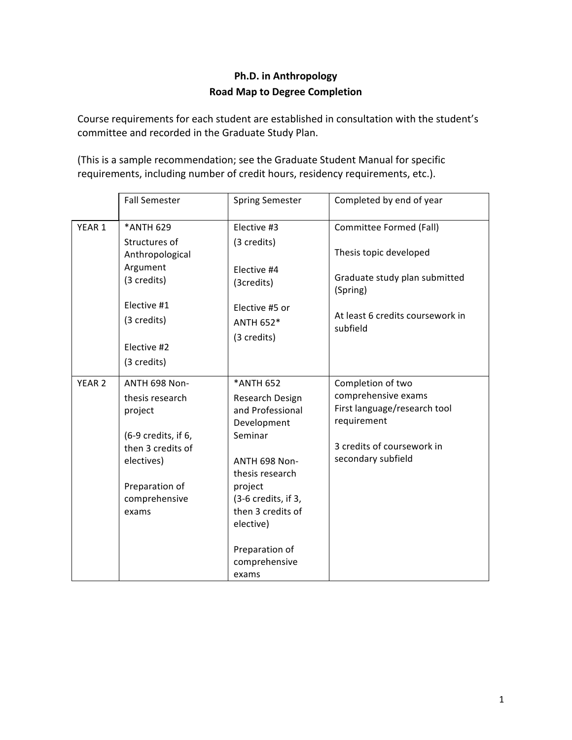**Ph.D. in Anthropology**
**Road Map to Degree Completion**

Course requirements for each student are established in consultation with the student's committee and recorded in the Graduate Study Plan.

(This is a sample recommendation; see the Graduate Student Manual for specific requirements, including number of credit hours, residency requirements, etc.).

| | Fall Semester | Spring Semester | Completed by end of year |
|---|---|---|---|
| YEAR 1 | *ANTH 629 Structures of Anthropological Argument (3 credits)<br><br>Elective #1 (3 credits)<br><br>Elective #2 (3 credits) | Elective #3 (3 credits)<br><br>Elective #4 (3credits)<br><br>Elective #5 or ANTH 652* (3 credits) | Committee Formed (Fall)<br><br>Thesis topic developed<br><br>Graduate study plan submitted (Spring)<br><br>At least 6 credits coursework in subfield |
| YEAR 2 | ANTH 698 Non-thesis research project<br><br>(6-9 credits, if 6, then 3 credits of electives)<br><br>Preparation of comprehensive exams | *ANTH 652 Research Design and Professional Development Seminar<br><br>ANTH 698 Non-thesis research project (3-6 credits, if 3, then 3 credits of elective)<br><br>Preparation of comprehensive exams | Completion of two comprehensive exams<br>First language/research tool requirement<br><br>3 credits of coursework in secondary subfield |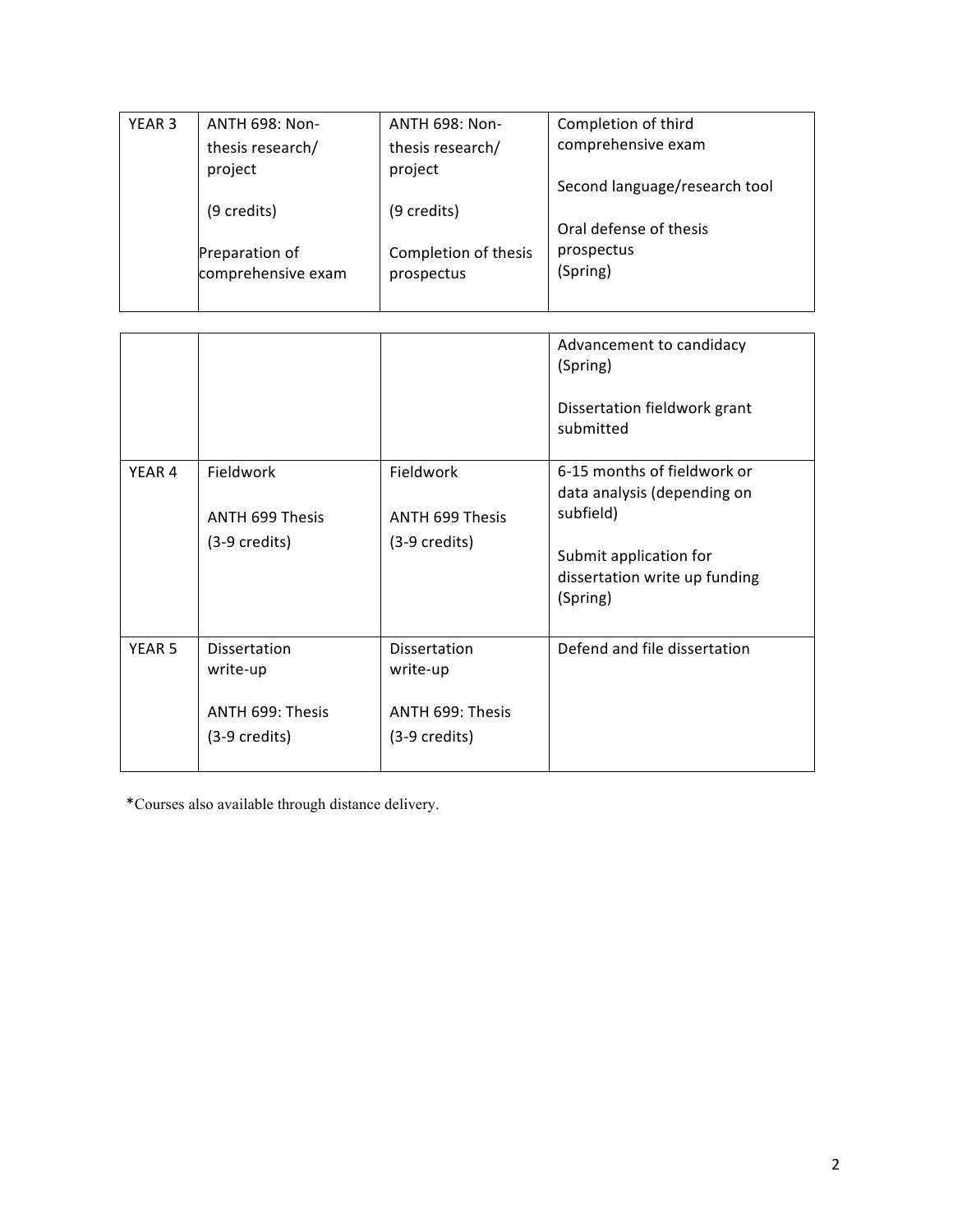| | | | |
|---|---|---|---|
| YEAR 3 | ANTH 698: Non-thesis research/ project<br><br>(9 credits)<br><br>Preparation of comprehensive exam | ANTH 698: Non-thesis research/ project<br><br>(9 credits)<br><br>Completion of thesis prospectus | Completion of third comprehensive exam<br><br>Second language/research tool<br><br>Oral defense of thesis prospectus (Spring) |
| | | | Advancement to candidacy (Spring)<br><br>Dissertation fieldwork grant submitted |
| YEAR 4 | Fieldwork<br><br>ANTH 699 Thesis<br>(3-9 credits) | Fieldwork<br><br>ANTH 699 Thesis<br>(3-9 credits) | 6-15 months of fieldwork or data analysis (depending on subfield)<br><br>Submit application for dissertation write up funding (Spring) |
| YEAR 5 | Dissertation write-up<br><br>ANTH 699: Thesis<br>(3-9 credits) | Dissertation write-up<br><br>ANTH 699: Thesis<br>(3-9 credits) | Defend and file dissertation |

*Courses also available through distance delivery.